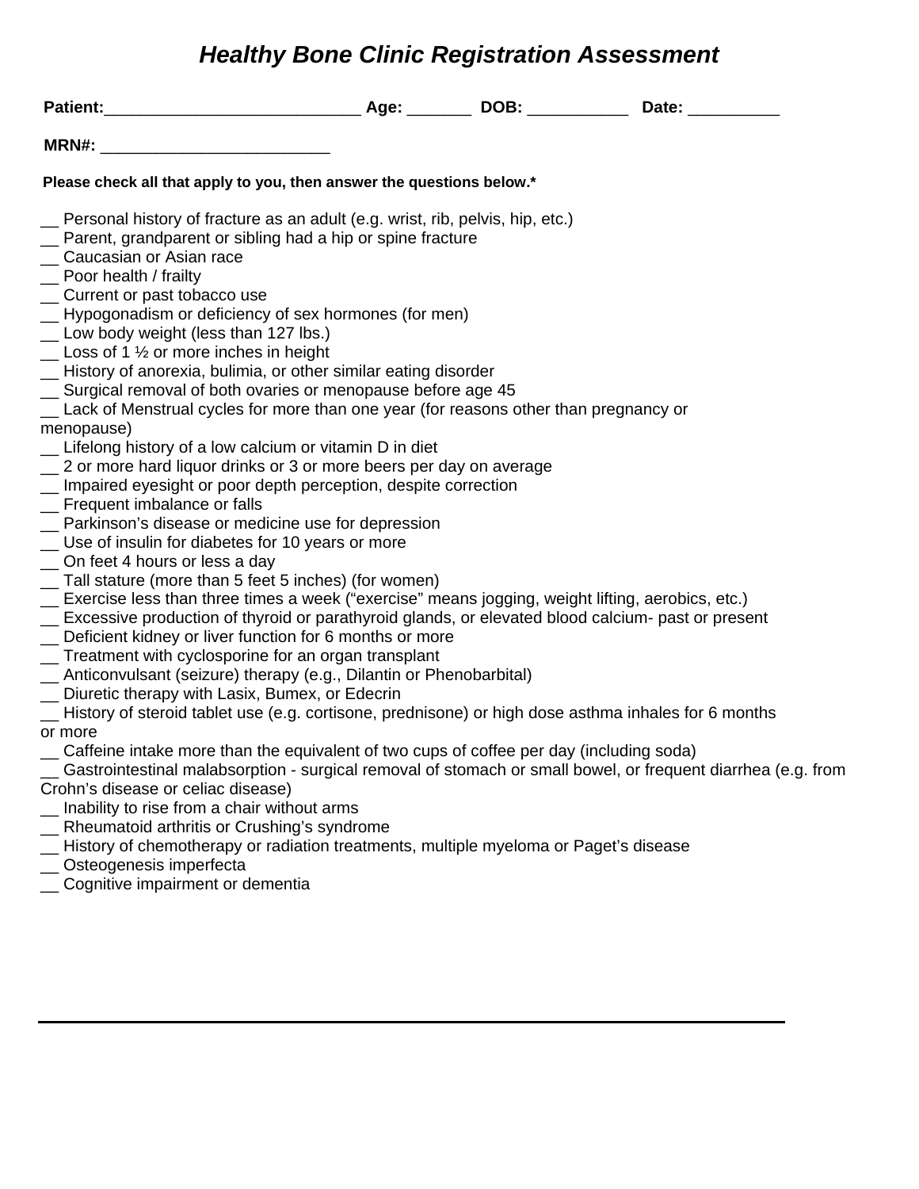# *Healthy Bone Clinic Registration Assessment*

**Patient:**___________________________ **Age:** _______ **DOB:** ___________ **Date:** __________

**MRN#:** ________________________

**Please check all that apply to you, then answer the questions below.***

__ Personal history of fracture as an adult (e.g. wrist, rib, pelvis, hip, etc.)
__ Parent, grandparent or sibling had a hip or spine fracture
__ Caucasian or Asian race
__ Poor health / frailty
__ Current or past tobacco use
__ Hypogonadism or deficiency of sex hormones (for men)
__ Low body weight (less than 127 lbs.)
__ Loss of 1 ½ or more inches in height
__ History of anorexia, bulimia, or other similar eating disorder
__ Surgical removal of both ovaries or menopause before age 45
__ Lack of Menstrual cycles for more than one year (for reasons other than pregnancy or menopause)
__ Lifelong history of a low calcium or vitamin D in diet
__ 2 or more hard liquor drinks or 3 or more beers per day on average
__ Impaired eyesight or poor depth perception, despite correction
__ Frequent imbalance or falls
__ Parkinson's disease or medicine use for depression
__ Use of insulin for diabetes for 10 years or more
__ On feet 4 hours or less a day
__ Tall stature (more than 5 feet 5 inches) (for women)
__ Exercise less than three times a week ("exercise" means jogging, weight lifting, aerobics, etc.)
__ Excessive production of thyroid or parathyroid glands, or elevated blood calcium- past or present
__ Deficient kidney or liver function for 6 months or more
__ Treatment with cyclosporine for an organ transplant
__ Anticonvulsant (seizure) therapy (e.g., Dilantin or Phenobarbital)
__ Diuretic therapy with Lasix, Bumex, or Edecrin
__ History of steroid tablet use (e.g. cortisone, prednisone) or high dose asthma inhales for 6 months or more
__ Caffeine intake more than the equivalent of two cups of coffee per day (including soda)
__ Gastrointestinal malabsorption - surgical removal of stomach or small bowel, or frequent diarrhea (e.g. from Crohn's disease or celiac disease)
__ Inability to rise from a chair without arms
__ Rheumatoid arthritis or Crushing's syndrome
__ History of chemotherapy or radiation treatments, multiple myeloma or Paget's disease
__ Osteogenesis imperfecta
__ Cognitive impairment or dementia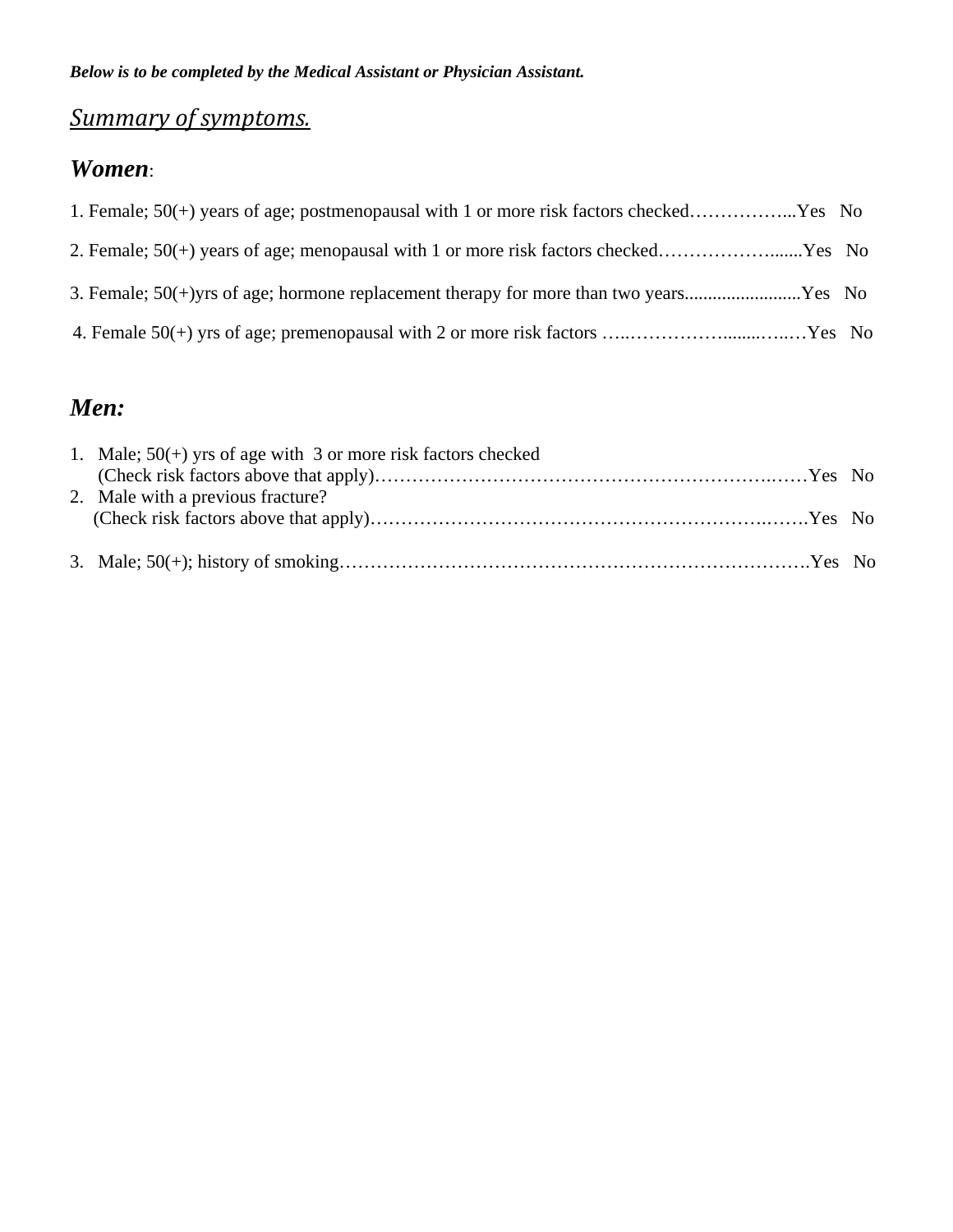***Below is to be completed by the Medical Assistant or Physician Assistant.***

## *Summary of symptoms.*

### ***Women***:

1. Female; 50(+) years of age; postmenopausal with 1 or more risk factors checked……………...Yes No

2. Female; 50(+) years of age; menopausal with 1 or more risk factors checked………………......Yes No

3. Female; 50(+)yrs of age; hormone replacement therapy for more than two years.........................Yes No

4. Female 50(+) yrs of age; premenopausal with 2 or more risk factors …..…………….......….…Yes No

### ***Men:***

1. Male; 50(+) yrs of age with 3 or more risk factors checked
   (Check risk factors above that apply)………………………………………………………..……Yes No
2. Male with a previous fracture?
   (Check risk factors above that apply)…………………………………………………….…….Yes No

3. Male; 50(+); history of smoking……………………………………………………………………Yes No